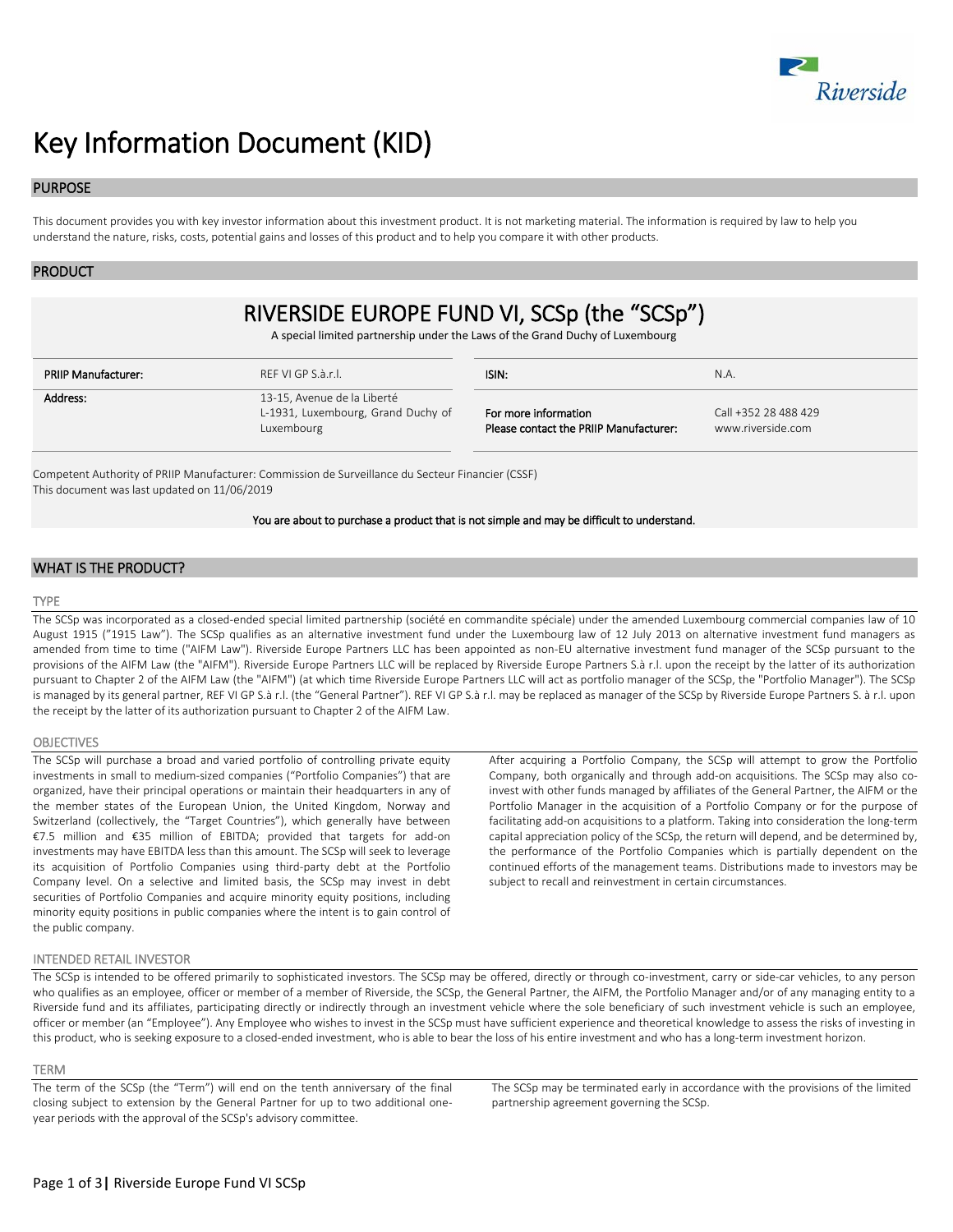# Key Information Document (KID)

## PURPOSE

This document provides you with key investor information about this investment product. It is not marketing material. The information is required by law to help you understand the nature, risks, costs, potential gains and losses of this product and to help you compare it with other products.

## PRODUCT

### RIVERSIDE EUROPE FUND VI, SCSp (the "SCSp")

A special limited partnership under the Laws of the Grand Duchy of Luxembourg

| | | | |
|---|---|---|---|
| **PRIIP Manufacturer:** | REF VI GP S.à.r.l. | **ISIN:** | N.A. |
| **Address:** | 13-15, Avenue de la Liberté L-1931, Luxembourg, Grand Duchy of Luxembourg | **For more information Please contact the PRIIP Manufacturer:** | Call +352 28 488 429 www.riverside.com |

Competent Authority of PRIIP Manufacturer: Commission de Surveillance du Secteur Financier (CSSF)
This document was last updated on 11/06/2019

**You are about to purchase a product that is not simple and may be difficult to understand.**

## WHAT IS THE PRODUCT?

### TYPE

The SCSp was incorporated as a closed-ended special limited partnership (société en commandite spéciale) under the amended Luxembourg commercial companies law of 10 August 1915 ("1915 Law"). The SCSp qualifies as an alternative investment fund under the Luxembourg law of 12 July 2013 on alternative investment fund managers as amended from time to time ("AIFM Law"). Riverside Europe Partners LLC has been appointed as non-EU alternative investment fund manager of the SCSp pursuant to the provisions of the AIFM Law (the "AIFM"). Riverside Europe Partners LLC will be replaced by Riverside Europe Partners S.à r.l. upon the receipt by the latter of its authorization pursuant to Chapter 2 of the AIFM Law (the "AIFM") (at which time Riverside Europe Partners LLC will act as portfolio manager of the SCSp, the "Portfolio Manager"). The SCSp is managed by its general partner, REF VI GP S.à r.l. (the "General Partner"). REF VI GP S.à r.l. may be replaced as manager of the SCSp by Riverside Europe Partners S. à r.l. upon the receipt by the latter of its authorization pursuant to Chapter 2 of the AIFM Law.

### OBJECTIVES

The SCSp will purchase a broad and varied portfolio of controlling private equity investments in small to medium-sized companies ("Portfolio Companies") that are organized, have their principal operations or maintain their headquarters in any of the member states of the European Union, the United Kingdom, Norway and Switzerland (collectively, the "Target Countries"), which generally have between €7.5 million and €35 million of EBITDA; provided that targets for add-on investments may have EBITDA less than this amount. The SCSp will seek to leverage its acquisition of Portfolio Companies using third-party debt at the Portfolio Company level. On a selective and limited basis, the SCSp may invest in debt securities of Portfolio Companies and acquire minority equity positions, including minority equity positions in public companies where the intent is to gain control of the public company.

After acquiring a Portfolio Company, the SCSp will attempt to grow the Portfolio Company, both organically and through add-on acquisitions. The SCSp may also co-invest with other funds managed by affiliates of the General Partner, the AIFM or the Portfolio Manager in the acquisition of a Portfolio Company or for the purpose of facilitating add-on acquisitions to a platform. Taking into consideration the long-term capital appreciation policy of the SCSp, the return will depend, and be determined by, the performance of the Portfolio Companies which is partially dependent on the continued efforts of the management teams. Distributions made to investors may be subject to recall and reinvestment in certain circumstances.

### INTENDED RETAIL INVESTOR

The SCSp is intended to be offered primarily to sophisticated investors. The SCSp may be offered, directly or through co-investment, carry or side-car vehicles, to any person who qualifies as an employee, officer or member of a member of Riverside, the SCSp, the General Partner, the AIFM, the Portfolio Manager and/or of any managing entity to a Riverside fund and its affiliates, participating directly or indirectly through an investment vehicle where the sole beneficiary of such investment vehicle is such an employee, officer or member (an "Employee"). Any Employee who wishes to invest in the SCSp must have sufficient experience and theoretical knowledge to assess the risks of investing in this product, who is seeking exposure to a closed-ended investment, who is able to bear the loss of his entire investment and who has a long-term investment horizon.

### TERM

The term of the SCSp (the "Term") will end on the tenth anniversary of the final closing subject to extension by the General Partner for up to two additional one-year periods with the approval of the SCSp's advisory committee.

The SCSp may be terminated early in accordance with the provisions of the limited partnership agreement governing the SCSp.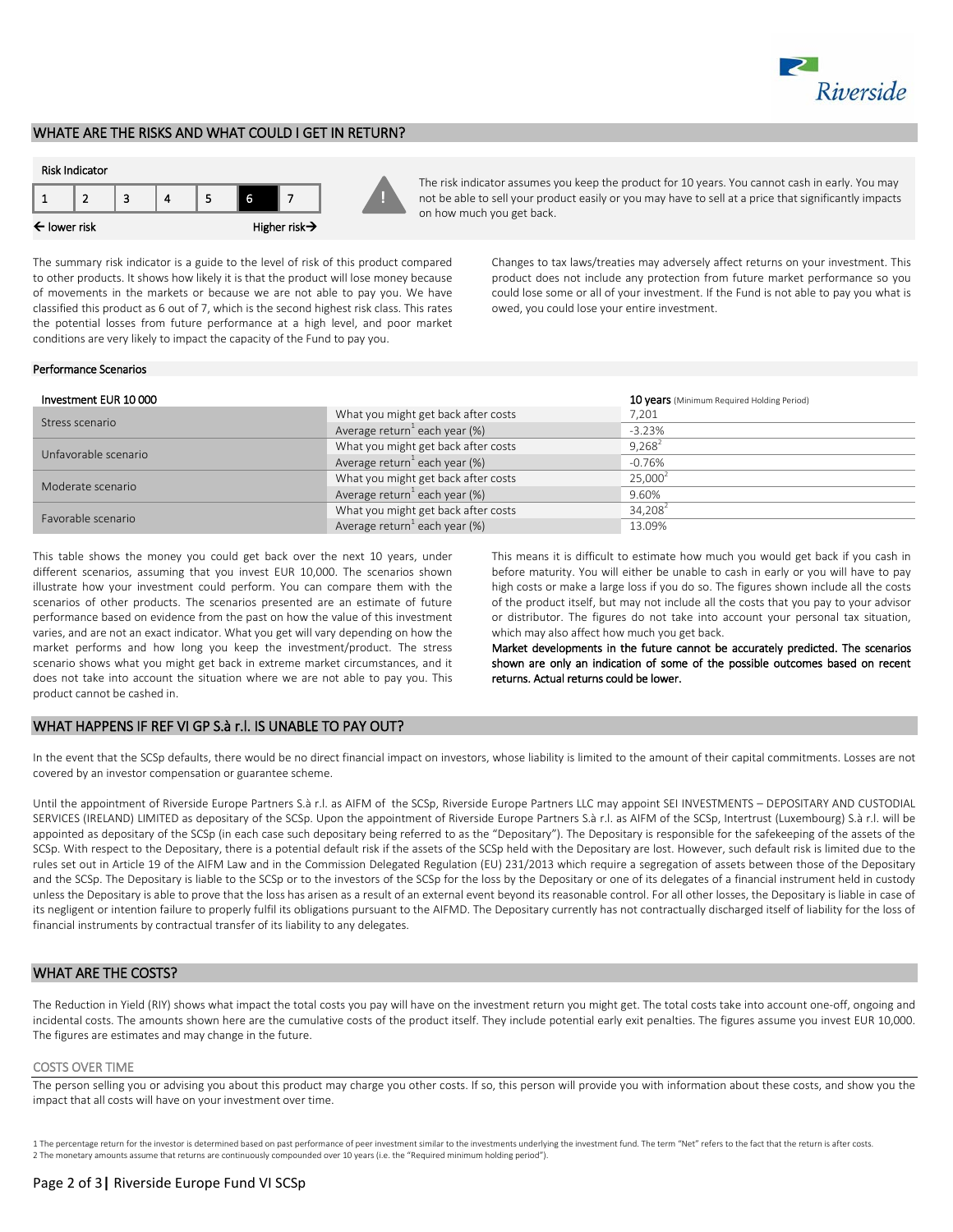## WHATE ARE THE RISKS AND WHAT COULD I GET IN RETURN?

**Risk Indicator**

| 1 | 2 | 3 | 4 | 5 | **6** | 7 |
|---|---|---|---|---|---|---|

← lower risk — Higher risk →

The risk indicator assumes you keep the product for 10 years. You cannot cash in early. You may not be able to sell your product easily or you may have to sell at a price that significantly impacts on how much you get back.

The summary risk indicator is a guide to the level of risk of this product compared to other products. It shows how likely it is that the product will lose money because of movements in the markets or because we are not able to pay you. We have classified this product as 6 out of 7, which is the second highest risk class. This rates the potential losses from future performance at a high level, and poor market conditions are very likely to impact the capacity of the Fund to pay you.

Changes to tax laws/treaties may adversely affect returns on your investment. This product does not include any protection from future market performance so you could lose some or all of your investment. If the Fund is not able to pay you what is owed, you could lose your entire investment.

### Performance Scenarios

| Investment EUR 10 000 | | **10 years** (Minimum Required Holding Period) |
|---|---|---|
| Stress scenario | What you might get back after costs | 7,201 |
| | Average return[1] each year (%) | -3.23% |
| Unfavorable scenario | What you might get back after costs | 9,268[2] |
| | Average return[1] each year (%) | -0.76% |
| Moderate scenario | What you might get back after costs | 25,000[2] |
| | Average return[1] each year (%) | 9.60% |
| Favorable scenario | What you might get back after costs | 34,208[2] |
| | Average return[1] each year (%) | 13.09% |

This table shows the money you could get back over the next 10 years, under different scenarios, assuming that you invest EUR 10,000. The scenarios shown illustrate how your investment could perform. You can compare them with the scenarios of other products. The scenarios presented are an estimate of future performance based on evidence from the past on how the value of this investment varies, and are not an exact indicator. What you get will vary depending on how the market performs and how long you keep the investment/product. The stress scenario shows what you might get back in extreme market circumstances, and it does not take into account the situation where we are not able to pay you. This product cannot be cashed in.

This means it is difficult to estimate how much you would get back if you cash in before maturity. You will either be unable to cash in early or you will have to pay high costs or make a large loss if you do so. The figures shown include all the costs of the product itself, but may not include all the costs that you pay to your advisor or distributor. The figures do not take into account your personal tax situation, which may also affect how much you get back.

**Market developments in the future cannot be accurately predicted. The scenarios shown are only an indication of some of the possible outcomes based on recent returns. Actual returns could be lower.**

## WHAT HAPPENS IF REF VI GP S.à r.l. IS UNABLE TO PAY OUT?

In the event that the SCSp defaults, there would be no direct financial impact on investors, whose liability is limited to the amount of their capital commitments. Losses are not covered by an investor compensation or guarantee scheme.

Until the appointment of Riverside Europe Partners S.à r.l. as AIFM of the SCSp, Riverside Europe Partners LLC may appoint SEI INVESTMENTS – DEPOSITARY AND CUSTODIAL SERVICES (IRELAND) LIMITED as depositary of the SCSp. Upon the appointment of Riverside Europe Partners S.à r.l. as AIFM of the SCSp, Intertrust (Luxembourg) S.à r.l. will be appointed as depositary of the SCSp (in each case such depositary being referred to as the "Depositary"). The Depositary is responsible for the safekeeping of the assets of the SCSp. With respect to the Depositary, there is a potential default risk if the assets of the SCSp held with the Depositary are lost. However, such default risk is limited due to the rules set out in Article 19 of the AIFM Law and in the Commission Delegated Regulation (EU) 231/2013 which require a segregation of assets between those of the Depositary and the SCSp. The Depositary is liable to the SCSp or to the investors of the SCSp for the loss by the Depositary or one of its delegates of a financial instrument held in custody unless the Depositary is able to prove that the loss has arisen as a result of an external event beyond its reasonable control. For all other losses, the Depositary is liable in case of its negligent or intention failure to properly fulfil its obligations pursuant to the AIFMD. The Depositary currently has not contractually discharged itself of liability for the loss of financial instruments by contractual transfer of its liability to any delegates.

## WHAT ARE THE COSTS?

The Reduction in Yield (RIY) shows what impact the total costs you pay will have on the investment return you might get. The total costs take into account one-off, ongoing and incidental costs. The amounts shown here are the cumulative costs of the product itself. They include potential early exit penalties. The figures assume you invest EUR 10,000. The figures are estimates and may change in the future.

### COSTS OVER TIME

The person selling you or advising you about this product may charge you other costs. If so, this person will provide you with information about these costs, and show you the impact that all costs will have on your investment over time.

1 The percentage return for the investor is determined based on past performance of peer investment similar to the investments underlying the investment fund. The term "Net" refers to the fact that the return is after costs.
2 The monetary amounts assume that returns are continuously compounded over 10 years (i.e. the "Required minimum holding period").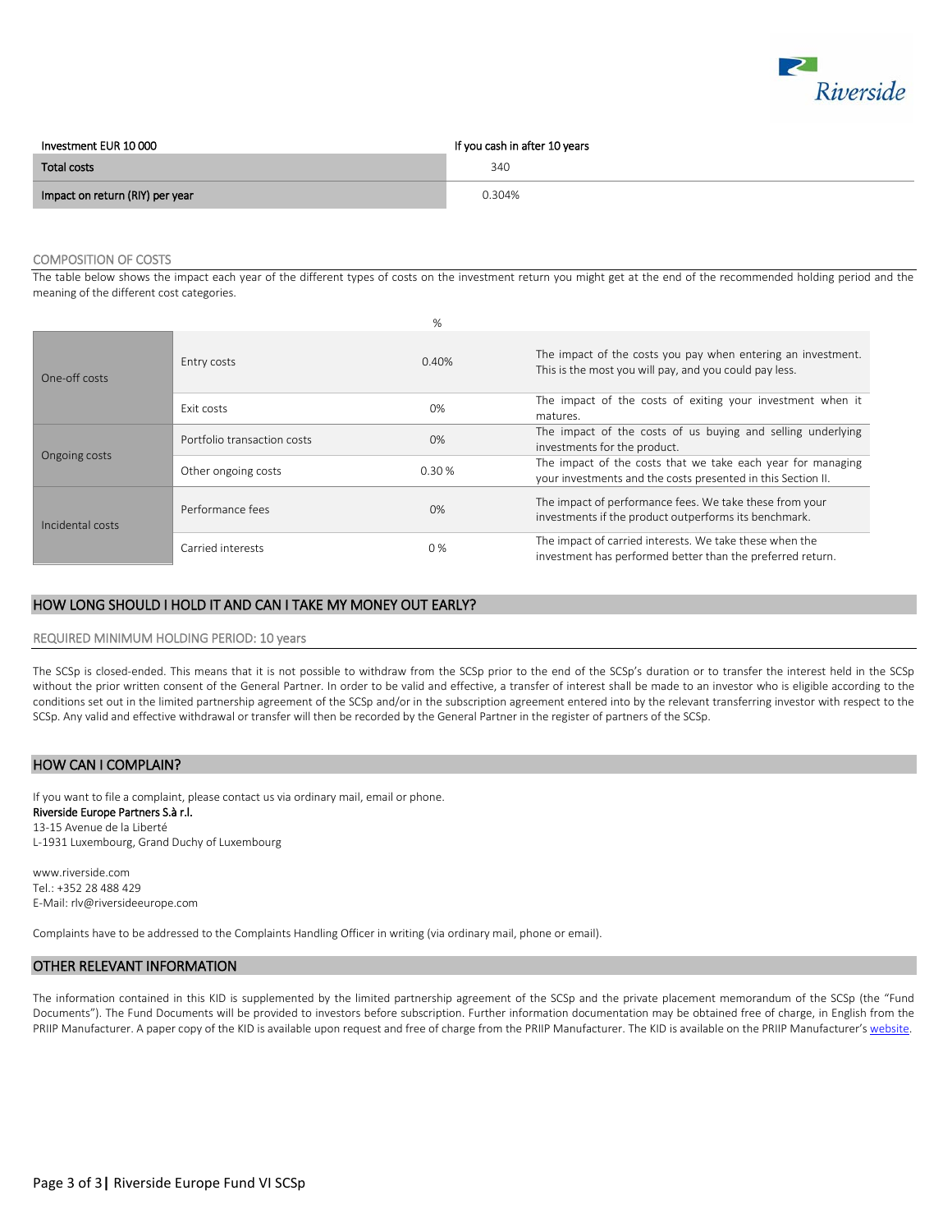| Investment EUR 10 000 | If you cash in after 10 years |
| --- | --- |
| Total costs | 340 |
| Impact on return (RIY) per year | 0.304% |

## COMPOSITION OF COSTS

The table below shows the impact each year of the different types of costs on the investment return you might get at the end of the recommended holding period and the meaning of the different cost categories.

| | | % | |
| --- | --- | --- | --- |
| One-off costs | Entry costs | 0.40% | The impact of the costs you pay when entering an investment. This is the most you will pay, and you could pay less. |
| | Exit costs | 0% | The impact of the costs of exiting your investment when it matures. |
| Ongoing costs | Portfolio transaction costs | 0% | The impact of the costs of us buying and selling underlying investments for the product. |
| | Other ongoing costs | 0.30 % | The impact of the costs that we take each year for managing your investments and the costs presented in this Section II. |
| Incidental costs | Performance fees | 0% | The impact of performance fees. We take these from your investments if the product outperforms its benchmark. |
| | Carried interests | 0 % | The impact of carried interests. We take these when the investment has performed better than the preferred return. |

## HOW LONG SHOULD I HOLD IT AND CAN I TAKE MY MONEY OUT EARLY?

### REQUIRED MINIMUM HOLDING PERIOD: 10 years

The SCSp is closed-ended. This means that it is not possible to withdraw from the SCSp prior to the end of the SCSp's duration or to transfer the interest held in the SCSp without the prior written consent of the General Partner. In order to be valid and effective, a transfer of interest shall be made to an investor who is eligible according to the conditions set out in the limited partnership agreement of the SCSp and/or in the subscription agreement entered into by the relevant transferring investor with respect to the SCSp. Any valid and effective withdrawal or transfer will then be recorded by the General Partner in the register of partners of the SCSp.

## HOW CAN I COMPLAIN?

If you want to file a complaint, please contact us via ordinary mail, email or phone.
**Riverside Europe Partners S.à r.l.**
13-15 Avenue de la Liberté
L-1931 Luxembourg, Grand Duchy of Luxembourg

www.riverside.com
Tel.: +352 28 488 429
E-Mail: rlv@riversideeurope.com

Complaints have to be addressed to the Complaints Handling Officer in writing (via ordinary mail, phone or email).

## OTHER RELEVANT INFORMATION

The information contained in this KID is supplemented by the limited partnership agreement of the SCSp and the private placement memorandum of the SCSp (the "Fund Documents"). The Fund Documents will be provided to investors before subscription. Further information documentation may be obtained free of charge, in English from the PRIIP Manufacturer. A paper copy of the KID is available upon request and free of charge from the PRIIP Manufacturer. The KID is available on the PRIIP Manufacturer's website.